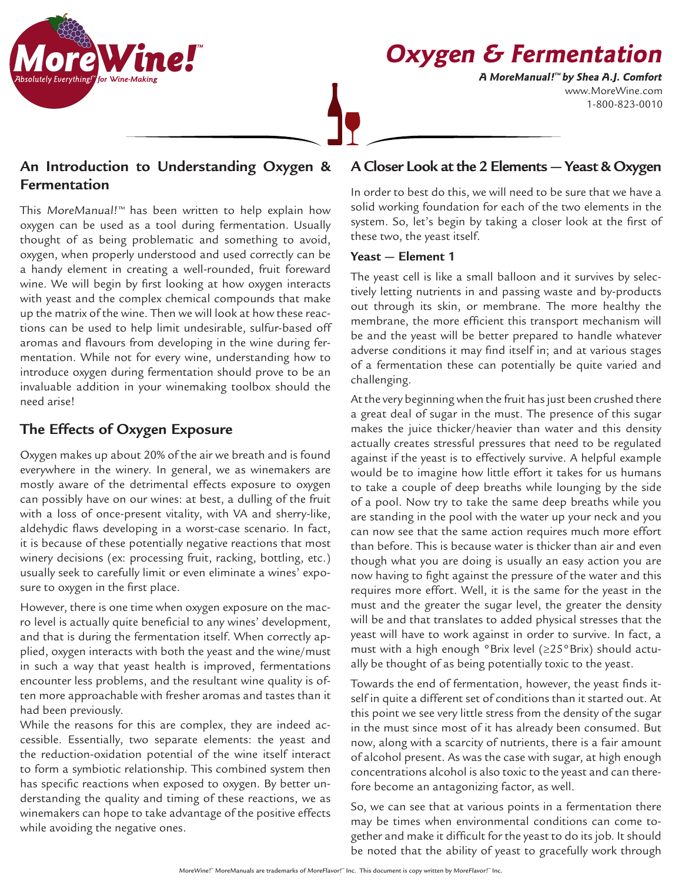# Oxygen & Fermentation

***A MoreManual!™ by Shea A.J. Comfort***

www.MoreWine.com
1-800-823-0010

## An Introduction to Understanding Oxygen & Fermentation

This *MoreManual!™* has been written to help explain how oxygen can be used as a tool during fermentation. Usually thought of as being problematic and something to avoid, oxygen, when properly understood and used correctly can be a handy element in creating a well-rounded, fruit foreward wine. We will begin by first looking at how oxygen interacts with yeast and the complex chemical compounds that make up the matrix of the wine. Then we will look at how these reactions can be used to help limit undesirable, sulfur-based off aromas and flavours from developing in the wine during fermentation. While not for every wine, understanding how to introduce oxygen during fermentation should prove to be an invaluable addition in your winemaking toolbox should the need arise!

## The Effects of Oxygen Exposure

Oxygen makes up about 20% of the air we breath and is found everywhere in the winery. In general, we as winemakers are mostly aware of the detrimental effects exposure to oxygen can possibly have on our wines: at best, a dulling of the fruit with a loss of once-present vitality, with VA and sherry-like, aldehydic flaws developing in a worst-case scenario. In fact, it is because of these potentially negative reactions that most winery decisions (ex: processing fruit, racking, bottling, etc.) usually seek to carefully limit or even eliminate a wines' exposure to oxygen in the first place.

However, there is one time when oxygen exposure on the macro level is actually quite beneficial to any wines' development, and that is during the fermentation itself. When correctly applied, oxygen interacts with both the yeast and the wine/must in such a way that yeast health is improved, fermentations encounter less problems, and the resultant wine quality is often more approachable with fresher aromas and tastes than it had been previously.

While the reasons for this are complex, they are indeed accessible. Essentially, two separate elements: the yeast and the reduction-oxidation potential of the wine itself interact to form a symbiotic relationship. This combined system then has specific reactions when exposed to oxygen. By better understanding the quality and timing of these reactions, we as winemakers can hope to take advantage of the positive effects while avoiding the negative ones.

## A Closer Look at the 2 Elements — Yeast & Oxygen

In order to best do this, we will need to be sure that we have a solid working foundation for each of the two elements in the system. So, let's begin by taking a closer look at the first of these two, the yeast itself.

### Yeast — Element 1

The yeast cell is like a small balloon and it survives by selectively letting nutrients in and passing waste and by-products out through its skin, or membrane. The more healthy the membrane, the more efficient this transport mechanism will be and the yeast will be better prepared to handle whatever adverse conditions it may find itself in; and at various stages of a fermentation these can potentially be quite varied and challenging.

At the very beginning when the fruit has just been crushed there a great deal of sugar in the must. The presence of this sugar makes the juice thicker/heavier than water and this density actually creates stressful pressures that need to be regulated against if the yeast is to effectively survive. A helpful example would be to imagine how little effort it takes for us humans to take a couple of deep breaths while lounging by the side of a pool. Now try to take the same deep breaths while you are standing in the pool with the water up your neck and you can now see that the same action requires much more effort than before. This is because water is thicker than air and even though what you are doing is usually an easy action you are now having to fight against the pressure of the water and this requires more effort. Well, it is the same for the yeast in the must and the greater the sugar level, the greater the density will be and that translates to added physical stresses that the yeast will have to work against in order to survive. In fact, a must with a high enough °Brix level (≥25°Brix) should actually be thought of as being potentially toxic to the yeast.

Towards the end of fermentation, however, the yeast finds itself in quite a different set of conditions than it started out. At this point we see very little stress from the density of the sugar in the must since most of it has already been consumed. But now, along with a scarcity of nutrients, there is a fair amount of alcohol present. As was the case with sugar, at high enough concentrations alcohol is also toxic to the yeast and can therefore become an antagonizing factor, as well.

So, we can see that at various points in a fermentation there may be times when environmental conditions can come together and make it difficult for the yeast to do its job. It should be noted that the ability of yeast to gracefully work through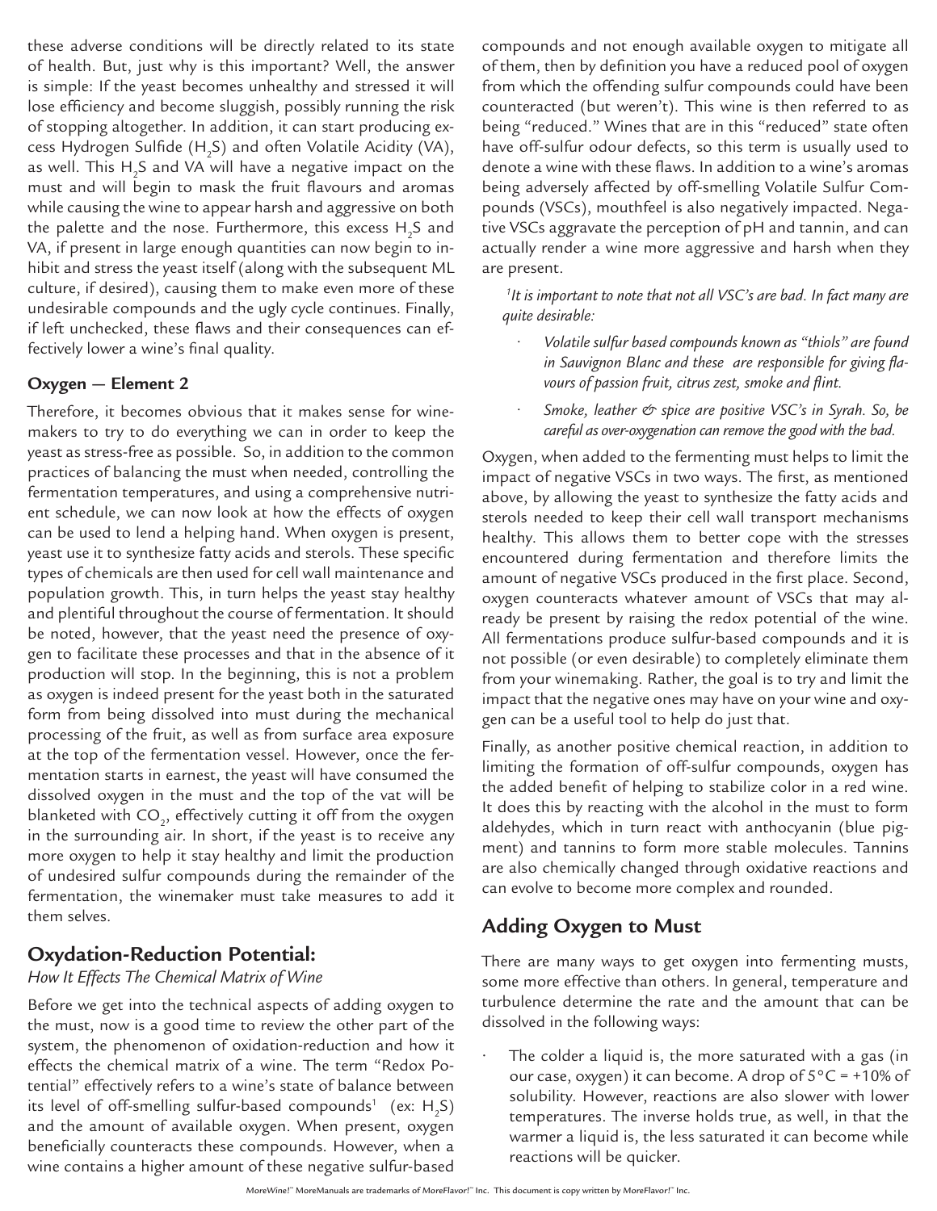these adverse conditions will be directly related to its state of health. But, just why is this important? Well, the answer is simple: If the yeast becomes unhealthy and stressed it will lose efficiency and become sluggish, possibly running the risk of stopping altogether. In addition, it can start producing excess Hydrogen Sulfide ($H_2S$) and often Volatile Acidity (VA), as well. This $H_2S$ and VA will have a negative impact on the must and will begin to mask the fruit flavours and aromas while causing the wine to appear harsh and aggressive on both the palette and the nose. Furthermore, this excess $H_2S$ and VA, if present in large enough quantities can now begin to inhibit and stress the yeast itself (along with the subsequent ML culture, if desired), causing them to make even more of these undesirable compounds and the ugly cycle continues. Finally, if left unchecked, these flaws and their consequences can effectively lower a wine's final quality.

### Oxygen — Element 2

Therefore, it becomes obvious that it makes sense for winemakers to try to do everything we can in order to keep the yeast as stress-free as possible. So, in addition to the common practices of balancing the must when needed, controlling the fermentation temperatures, and using a comprehensive nutrient schedule, we can now look at how the effects of oxygen can be used to lend a helping hand. When oxygen is present, yeast use it to synthesize fatty acids and sterols. These specific types of chemicals are then used for cell wall maintenance and population growth. This, in turn helps the yeast stay healthy and plentiful throughout the course of fermentation. It should be noted, however, that the yeast need the presence of oxygen to facilitate these processes and that in the absence of it production will stop. In the beginning, this is not a problem as oxygen is indeed present for the yeast both in the saturated form from being dissolved into must during the mechanical processing of the fruit, as well as from surface area exposure at the top of the fermentation vessel. However, once the fermentation starts in earnest, the yeast will have consumed the dissolved oxygen in the must and the top of the vat will be blanketed with $CO_2$, effectively cutting it off from the oxygen in the surrounding air. In short, if the yeast is to receive any more oxygen to help it stay healthy and limit the production of undesired sulfur compounds during the remainder of the fermentation, the winemaker must take measures to add it them selves.

## Oxydation-Reduction Potential:

*How It Effects The Chemical Matrix of Wine*

Before we get into the technical aspects of adding oxygen to the must, now is a good time to review the other part of the system, the phenomenon of oxidation-reduction and how it effects the chemical matrix of a wine. The term "Redox Potential" effectively refers to a wine's state of balance between its level of off-smelling sulfur-based compounds[1] (ex: $H_2S$) and the amount of available oxygen. When present, oxygen beneficially counteracts these compounds. However, when a wine contains a higher amount of these negative sulfur-based compounds and not enough available oxygen to mitigate all of them, then by definition you have a reduced pool of oxygen from which the offending sulfur compounds could have been counteracted (but weren't). This wine is then referred to as being "reduced." Wines that are in this "reduced" state often have off-sulfur odour defects, so this term is usually used to denote a wine with these flaws. In addition to a wine's aromas being adversely affected by off-smelling Volatile Sulfur Compounds (VSCs), mouthfeel is also negatively impacted. Negative VSCs aggravate the perception of pH and tannin, and can actually render a wine more aggressive and harsh when they are present.

*[1]It is important to note that not all VSC's are bad. In fact many are quite desirable:*

- *Volatile sulfur based compounds known as "thiols" are found in Sauvignon Blanc and these are responsible for giving flavours of passion fruit, citrus zest, smoke and flint.*
- *Smoke, leather & spice are positive VSC's in Syrah. So, be careful as over-oxygenation can remove the good with the bad.*

Oxygen, when added to the fermenting must helps to limit the impact of negative VSCs in two ways. The first, as mentioned above, by allowing the yeast to synthesize the fatty acids and sterols needed to keep their cell wall transport mechanisms healthy. This allows them to better cope with the stresses encountered during fermentation and therefore limits the amount of negative VSCs produced in the first place. Second, oxygen counteracts whatever amount of VSCs that may already be present by raising the redox potential of the wine. All fermentations produce sulfur-based compounds and it is not possible (or even desirable) to completely eliminate them from your winemaking. Rather, the goal is to try and limit the impact that the negative ones may have on your wine and oxygen can be a useful tool to help do just that.

Finally, as another positive chemical reaction, in addition to limiting the formation of off-sulfur compounds, oxygen has the added benefit of helping to stabilize color in a red wine. It does this by reacting with the alcohol in the must to form aldehydes, which in turn react with anthocyanin (blue pigment) and tannins to form more stable molecules. Tannins are also chemically changed through oxidative reactions and can evolve to become more complex and rounded.

## Adding Oxygen to Must

There are many ways to get oxygen into fermenting musts, some more effective than others. In general, temperature and turbulence determine the rate and the amount that can be dissolved in the following ways:

- The colder a liquid is, the more saturated with a gas (in our case, oxygen) it can become. A drop of 5°C = +10% of solubility. However, reactions are also slower with lower temperatures. The inverse holds true, as well, in that the warmer a liquid is, the less saturated it can become while reactions will be quicker.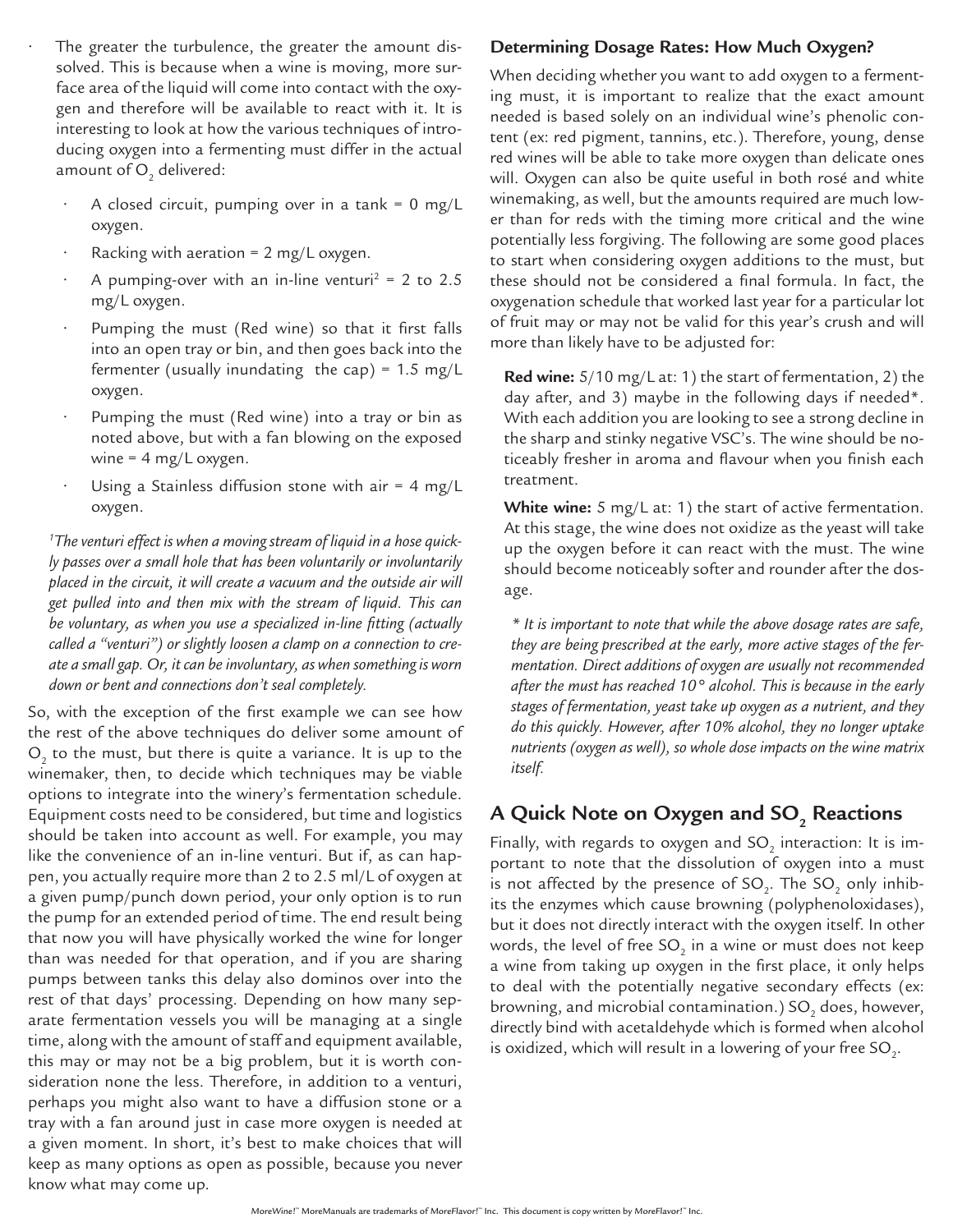- The greater the turbulence, the greater the amount dissolved. This is because when a wine is moving, more surface area of the liquid will come into contact with the oxygen and therefore will be available to react with it. It is interesting to look at how the various techniques of introducing oxygen into a fermenting must differ in the actual amount of $O_2$ delivered:
  - A closed circuit, pumping over in a tank = 0 mg/L oxygen.
  - Racking with aeration = 2 mg/L oxygen.
  - A pumping-over with an in-line venturi[2] = 2 to 2.5 mg/L oxygen.
  - Pumping the must (Red wine) so that it first falls into an open tray or bin, and then goes back into the fermenter (usually inundating the cap) = 1.5 mg/L oxygen.
  - Pumping the must (Red wine) into a tray or bin as noted above, but with a fan blowing on the exposed wine = 4 mg/L oxygen.
  - Using a Stainless diffusion stone with air = 4 mg/L oxygen.

*[1]The venturi effect is when a moving stream of liquid in a hose quickly passes over a small hole that has been voluntarily or involuntarily placed in the circuit, it will create a vacuum and the outside air will get pulled into and then mix with the stream of liquid. This can be voluntary, as when you use a specialized in-line fitting (actually called a "venturi") or slightly loosen a clamp on a connection to create a small gap. Or, it can be involuntary, as when something is worn down or bent and connections don't seal completely.*

So, with the exception of the first example we can see how the rest of the above techniques do deliver some amount of $O_2$ to the must, but there is quite a variance. It is up to the winemaker, then, to decide which techniques may be viable options to integrate into the winery's fermentation schedule. Equipment costs need to be considered, but time and logistics should be taken into account as well. For example, you may like the convenience of an in-line venturi. But if, as can happen, you actually require more than 2 to 2.5 ml/L of oxygen at a given pump/punch down period, your only option is to run the pump for an extended period of time. The end result being that now you will have physically worked the wine for longer than was needed for that operation, and if you are sharing pumps between tanks this delay also dominos over into the rest of that days' processing. Depending on how many separate fermentation vessels you will be managing at a single time, along with the amount of staff and equipment available, this may or may not be a big problem, but it is worth consideration none the less. Therefore, in addition to a venturi, perhaps you might also want to have a diffusion stone or a tray with a fan around just in case more oxygen is needed at a given moment. In short, it's best to make choices that will keep as many options as open as possible, because you never know what may come up.

### Determining Dosage Rates: How Much Oxygen?

When deciding whether you want to add oxygen to a fermenting must, it is important to realize that the exact amount needed is based solely on an individual wine's phenolic content (ex: red pigment, tannins, etc.). Therefore, young, dense red wines will be able to take more oxygen than delicate ones will. Oxygen can also be quite useful in both rosé and white winemaking, as well, but the amounts required are much lower than for reds with the timing more critical and the wine potentially less forgiving. The following are some good places to start when considering oxygen additions to the must, but these should not be considered a final formula. In fact, the oxygenation schedule that worked last year for a particular lot of fruit may or may not be valid for this year's crush and will more than likely have to be adjusted for:

**Red wine:** 5/10 mg/L at: 1) the start of fermentation, 2) the day after, and 3) maybe in the following days if needed*. With each addition you are looking to see a strong decline in the sharp and stinky negative VSC's. The wine should be noticeably fresher in aroma and flavour when you finish each treatment.

**White wine:** 5 mg/L at: 1) the start of active fermentation. At this stage, the wine does not oxidize as the yeast will take up the oxygen before it can react with the must. The wine should become noticeably softer and rounder after the dosage.

*\* It is important to note that while the above dosage rates are safe, they are being prescribed at the early, more active stages of the fermentation. Direct additions of oxygen are usually not recommended after the must has reached 10° alcohol. This is because in the early stages of fermentation, yeast take up oxygen as a nutrient, and they do this quickly. However, after 10% alcohol, they no longer uptake nutrients (oxygen as well), so whole dose impacts on the wine matrix itself.*

## A Quick Note on Oxygen and $SO_2$ Reactions

Finally, with regards to oxygen and $SO_2$ interaction: It is important to note that the dissolution of oxygen into a must is not affected by the presence of $SO_2$. The $SO_2$ only inhibits the enzymes which cause browning (polyphenoloxidases), but it does not directly interact with the oxygen itself. In other words, the level of free $SO_2$ in a wine or must does not keep a wine from taking up oxygen in the first place, it only helps to deal with the potentially negative secondary effects (ex: browning, and microbial contamination.) $SO_2$ does, however, directly bind with acetaldehyde which is formed when alcohol is oxidized, which will result in a lowering of your free $SO_2$.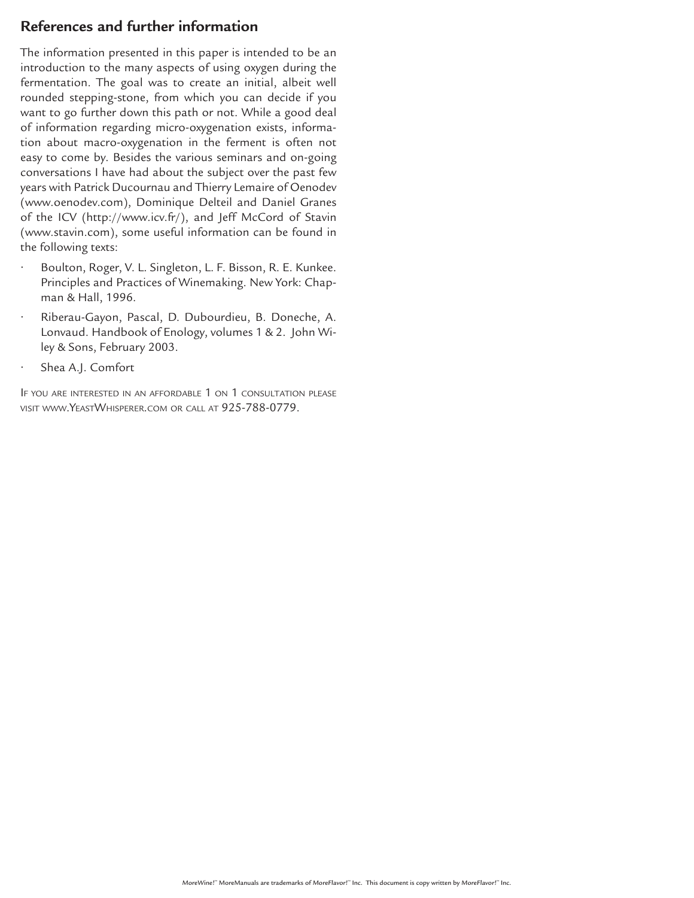## References and further information

The information presented in this paper is intended to be an introduction to the many aspects of using oxygen during the fermentation. The goal was to create an initial, albeit well rounded stepping-stone, from which you can decide if you want to go further down this path or not. While a good deal of information regarding micro-oxygenation exists, information about macro-oxygenation in the ferment is often not easy to come by. Besides the various seminars and on-going conversations I have had about the subject over the past few years with Patrick Ducournau and Thierry Lemaire of Oenodev (www.oenodev.com), Dominique Delteil and Daniel Granes of the ICV (http://www.icv.fr/), and Jeff McCord of Stavin (www.stavin.com), some useful information can be found in the following texts:

- Boulton, Roger, V. L. Singleton, L. F. Bisson, R. E. Kunkee. Principles and Practices of Winemaking. New York: Chapman & Hall, 1996.
- Riberau-Gayon, Pascal, D. Dubourdieu, B. Doneche, A. Lonvaud. Handbook of Enology, volumes 1 & 2. John Wiley & Sons, February 2003.
- Shea A.J. Comfort

If you are interested in an affordable 1 on 1 consultation please visit www.YeastWhisperer.com or call at 925-788-0779.

MoreWine!™ MoreManuals are trademarks of MoreFlavor!™ Inc. This document is copy written by MoreFlavor!™ Inc.